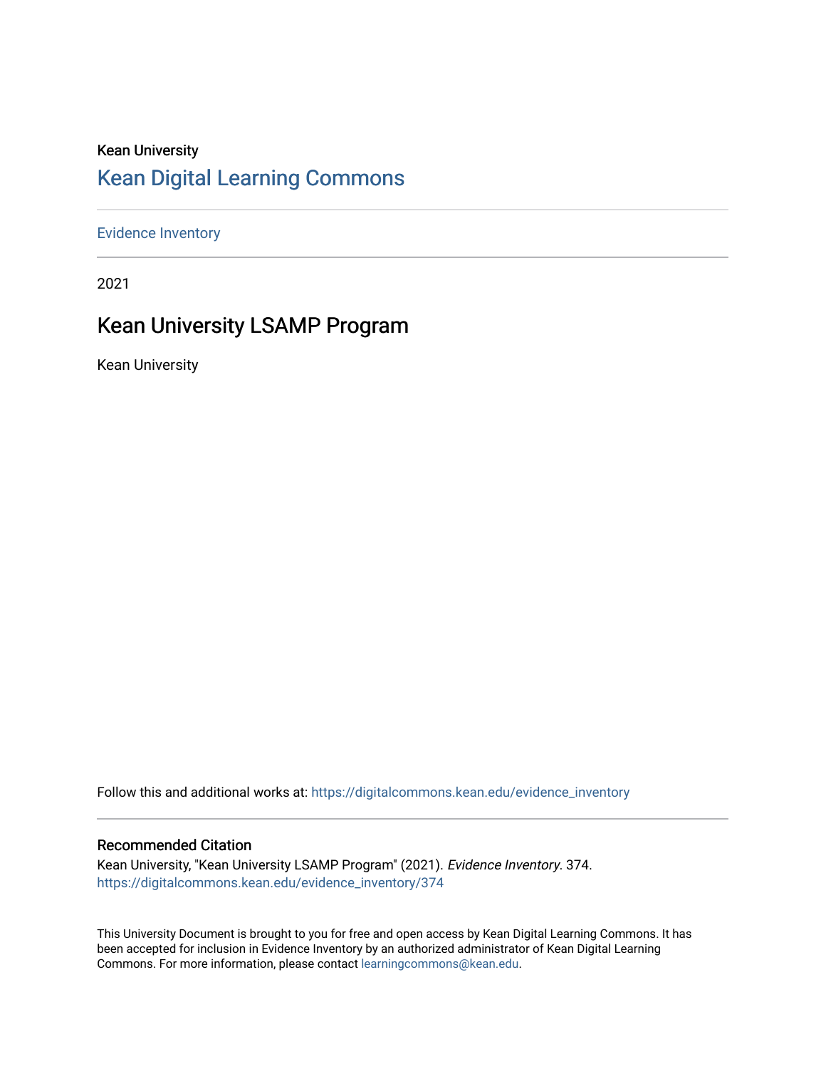Kean University

# Kean Digital Learning Commons

Evidence Inventory

2021

## Kean University LSAMP Program

Kean University

Follow this and additional works at: https://digitalcommons.kean.edu/evidence_inventory

### Recommended Citation

Kean University, "Kean University LSAMP Program" (2021). *Evidence Inventory*. 374.
https://digitalcommons.kean.edu/evidence_inventory/374

This University Document is brought to you for free and open access by Kean Digital Learning Commons. It has been accepted for inclusion in Evidence Inventory by an authorized administrator of Kean Digital Learning Commons. For more information, please contact learningcommons@kean.edu.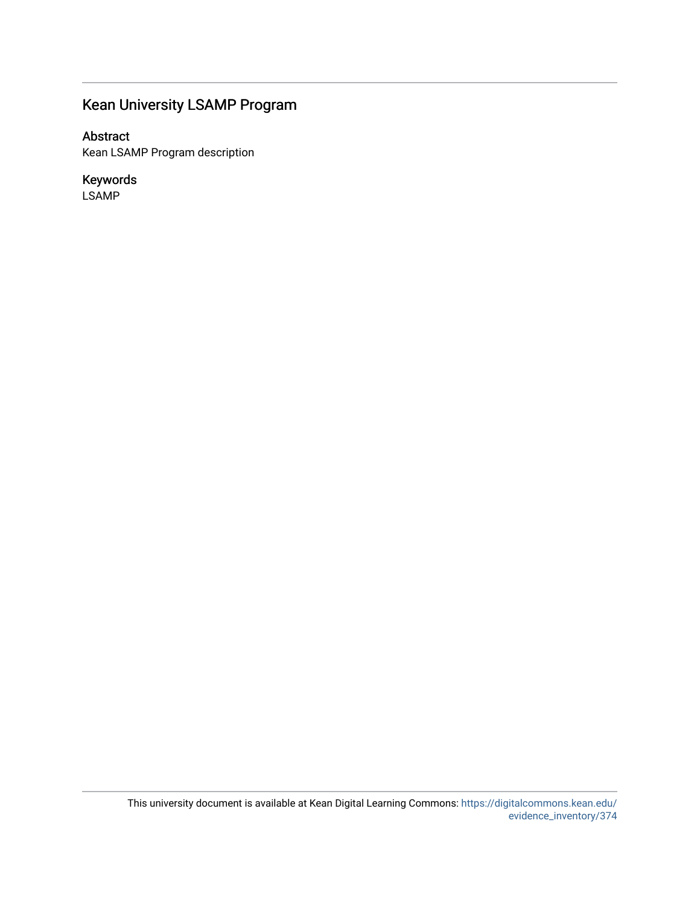## Kean University LSAMP Program

### Abstract

Kean LSAMP Program description

### Keywords

LSAMP

This university document is available at Kean Digital Learning Commons: https://digitalcommons.kean.edu/evidence_inventory/374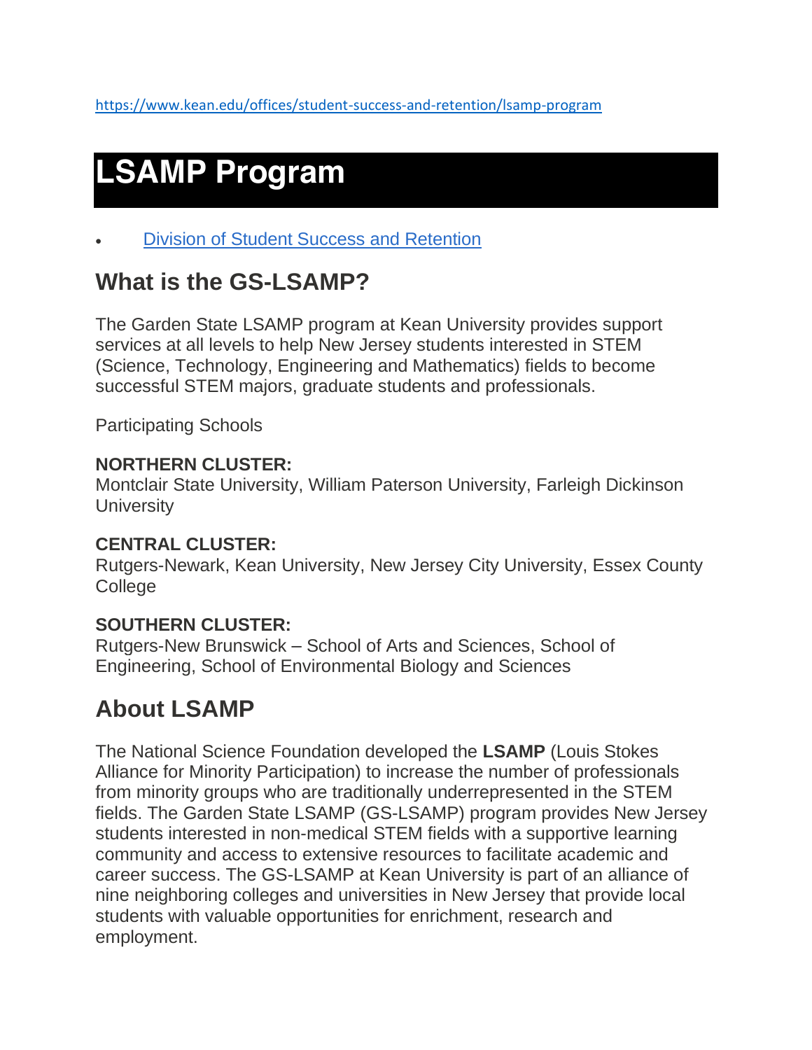https://www.kean.edu/offices/student-success-and-retention/lsamp-program

# LSAMP Program

- [Division of Student Success and Retention](https://www.kean.edu/offices/student-success-and-retention)

## What is the GS-LSAMP?

The Garden State LSAMP program at Kean University provides support services at all levels to help New Jersey students interested in STEM (Science, Technology, Engineering and Mathematics) fields to become successful STEM majors, graduate students and professionals.

Participating Schools

**NORTHERN CLUSTER:**
Montclair State University, William Paterson University, Farleigh Dickinson University

**CENTRAL CLUSTER:**
Rutgers-Newark, Kean University, New Jersey City University, Essex County College

**SOUTHERN CLUSTER:**
Rutgers-New Brunswick – School of Arts and Sciences, School of Engineering, School of Environmental Biology and Sciences

## About LSAMP

The National Science Foundation developed the **LSAMP** (Louis Stokes Alliance for Minority Participation) to increase the number of professionals from minority groups who are traditionally underrepresented in the STEM fields. The Garden State LSAMP (GS-LSAMP) program provides New Jersey students interested in non-medical STEM fields with a supportive learning community and access to extensive resources to facilitate academic and career success. The GS-LSAMP at Kean University is part of an alliance of nine neighboring colleges and universities in New Jersey that provide local students with valuable opportunities for enrichment, research and employment.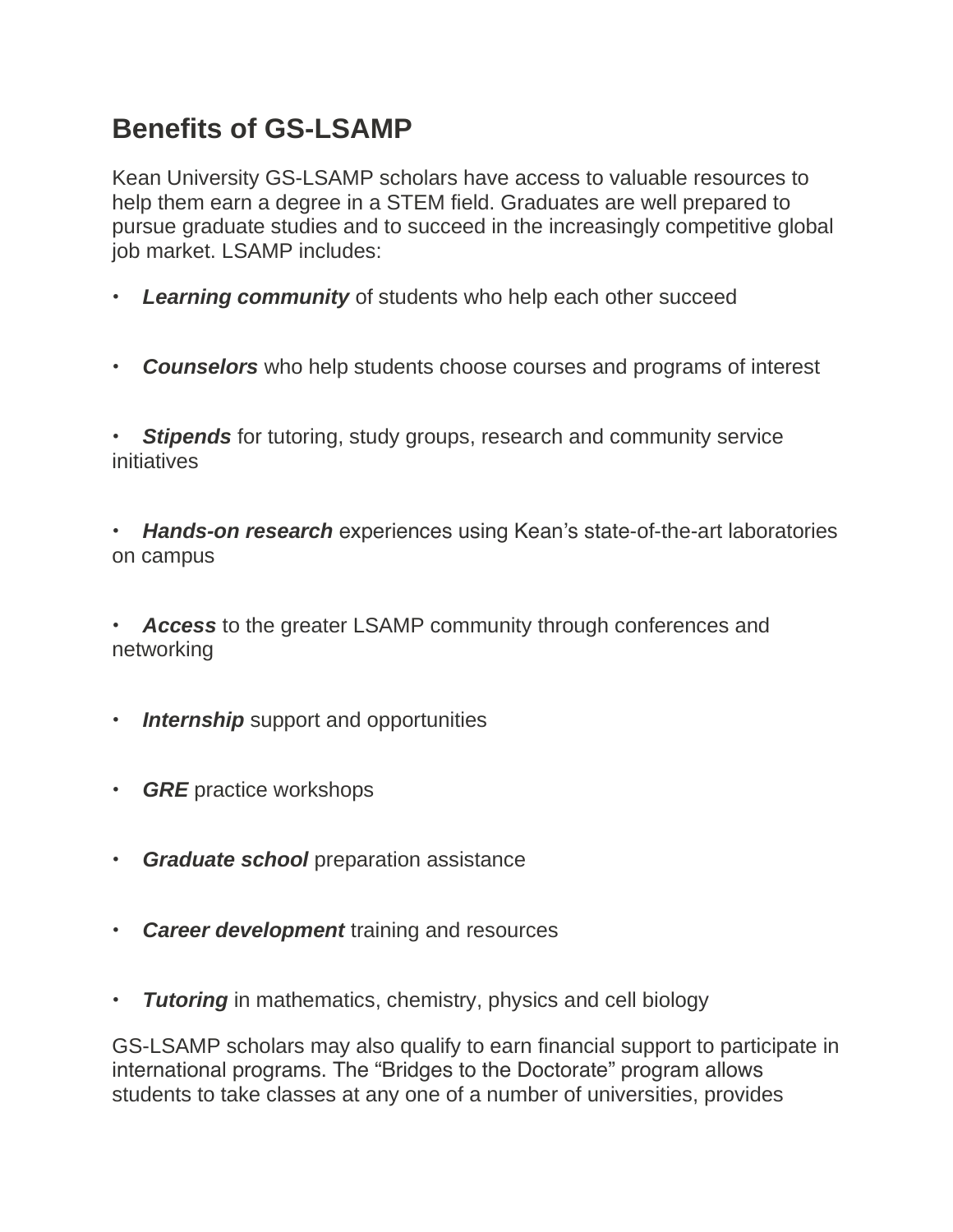## Benefits of GS-LSAMP

Kean University GS-LSAMP scholars have access to valuable resources to help them earn a degree in a STEM field. Graduates are well prepared to pursue graduate studies and to succeed in the increasingly competitive global job market. LSAMP includes:

- ***Learning community*** of students who help each other succeed
- ***Counselors*** who help students choose courses and programs of interest
- ***Stipends*** for tutoring, study groups, research and community service initiatives
- ***Hands-on research*** experiences using Kean's state-of-the-art laboratories on campus
- ***Access*** to the greater LSAMP community through conferences and networking
- ***Internship*** support and opportunities
- ***GRE*** practice workshops
- ***Graduate school*** preparation assistance
- ***Career development*** training and resources
- ***Tutoring*** in mathematics, chemistry, physics and cell biology

GS-LSAMP scholars may also qualify to earn financial support to participate in international programs. The "Bridges to the Doctorate" program allows students to take classes at any one of a number of universities, provides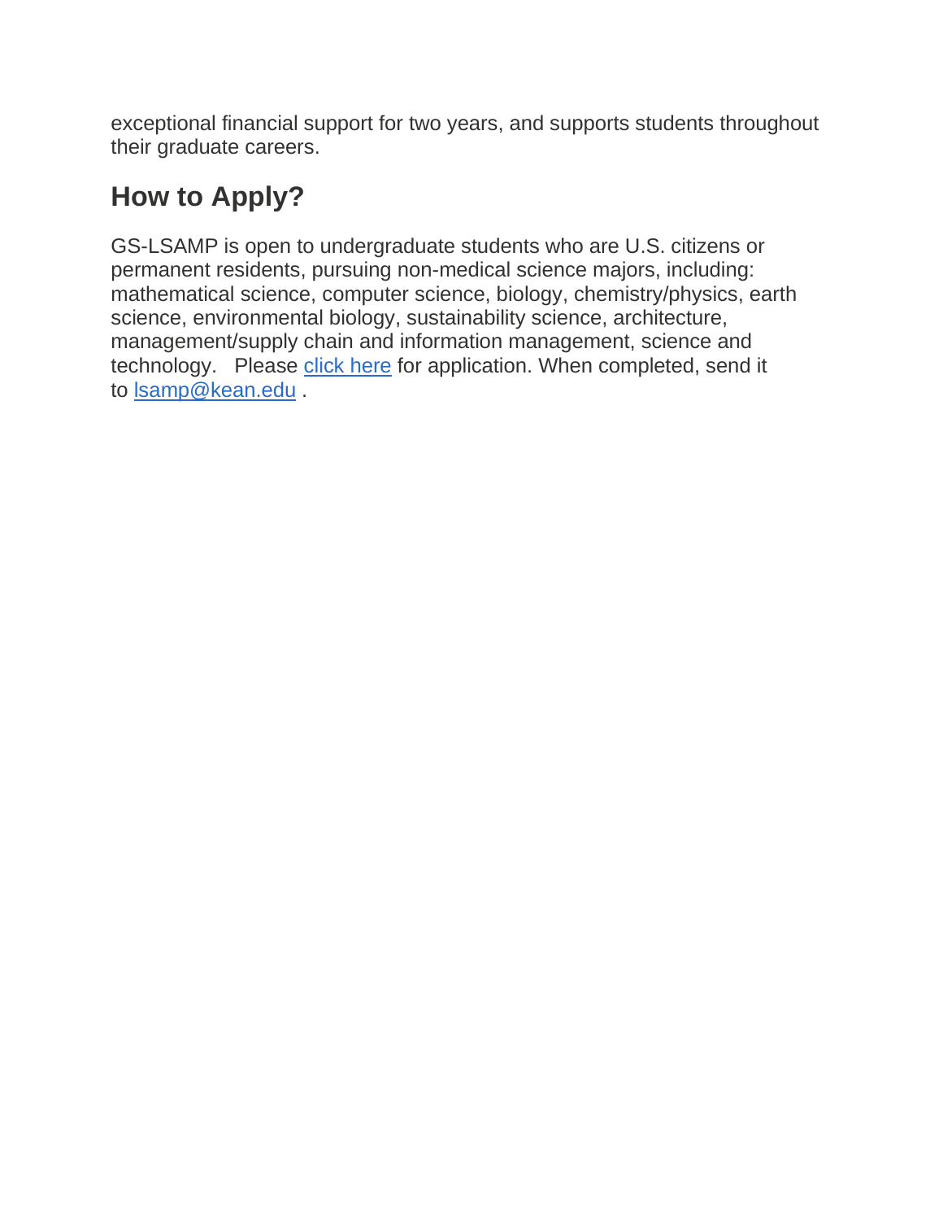exceptional financial support for two years, and supports students throughout their graduate careers.

## How to Apply?

GS-LSAMP is open to undergraduate students who are U.S. citizens or permanent residents, pursuing non-medical science majors, including: mathematical science, computer science, biology, chemistry/physics, earth science, environmental biology, sustainability science, architecture, management/supply chain and information management, science and technology. Please [click here] for application. When completed, send it to lsamp@kean.edu .